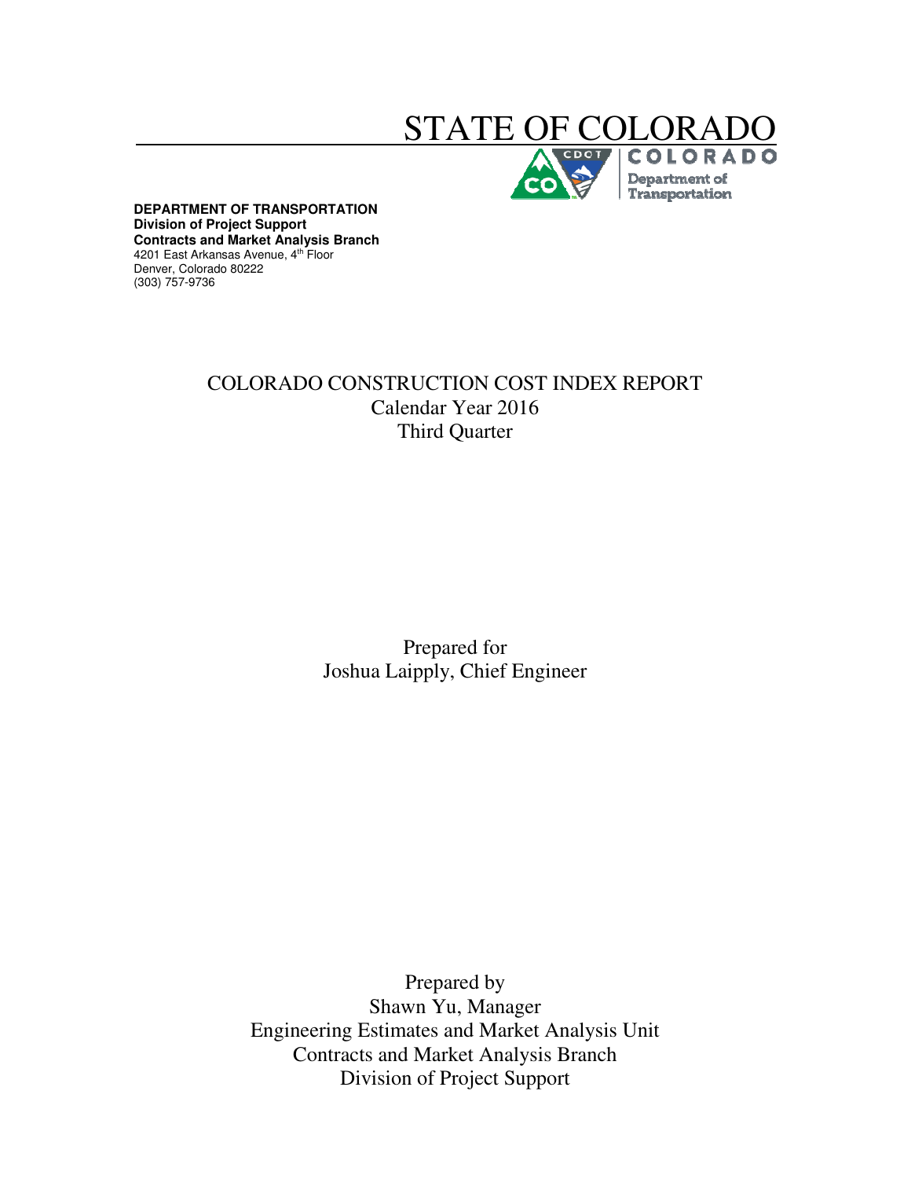# STATE OF COLORADO

COLORADO
Department of Transportation

**DEPARTMENT OF TRANSPORTATION**
**Division of Project Support**
**Contracts and Market Analysis Branch**
4201 East Arkansas Avenue, 4th Floor
Denver, Colorado 80222
(303) 757-9736

## COLORADO CONSTRUCTION COST INDEX REPORT
Calendar Year 2016
Third Quarter

Prepared for
Joshua Laipply, Chief Engineer

Prepared by
Shawn Yu, Manager
Engineering Estimates and Market Analysis Unit
Contracts and Market Analysis Branch
Division of Project Support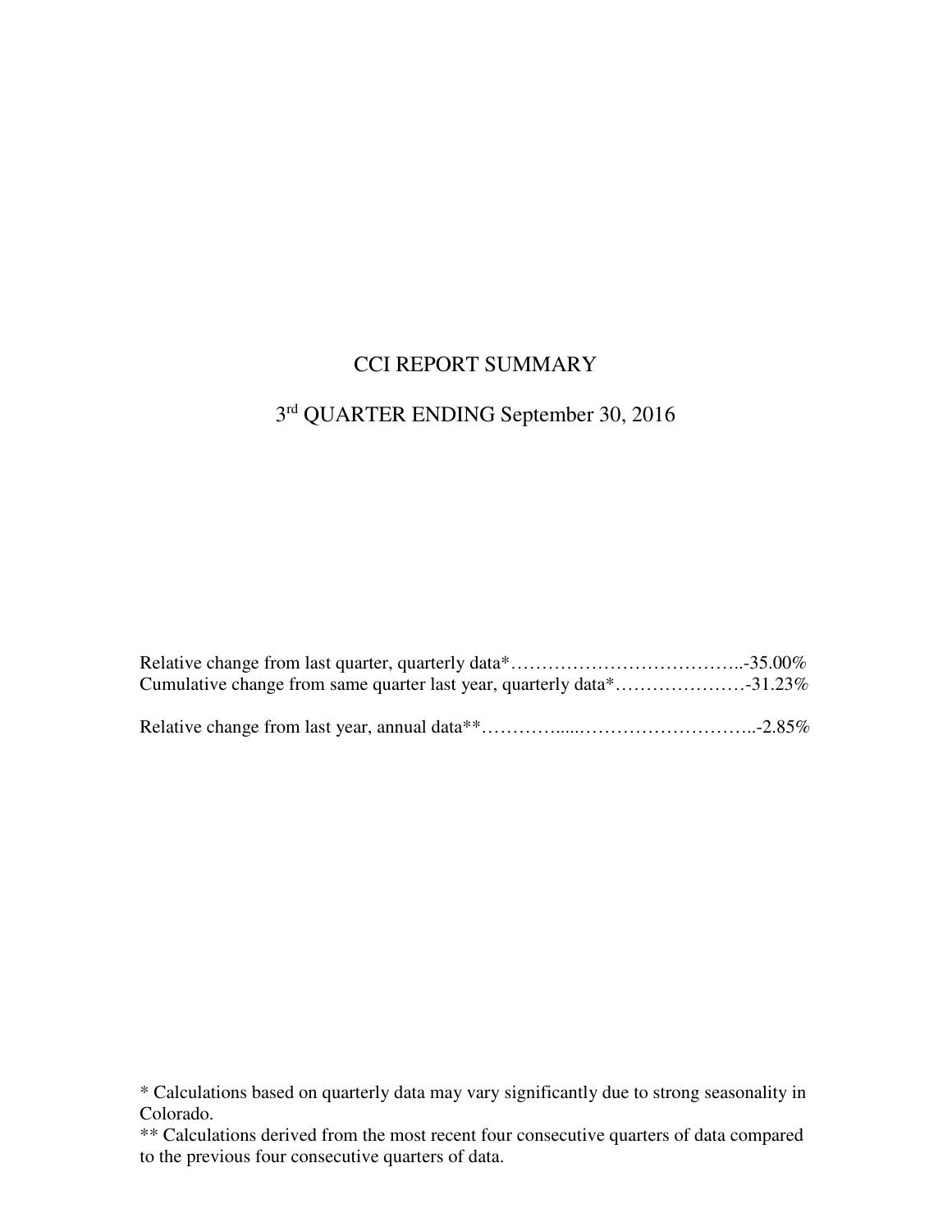# CCI REPORT SUMMARY

## 3rd QUARTER ENDING September 30, 2016

Relative change from last quarter, quarterly data*………………………………..-35.00%
Cumulative change from same quarter last year, quarterly data*…………………-31.23%

Relative change from last year, annual data**…………......………………………..-2.85%

* Calculations based on quarterly data may vary significantly due to strong seasonality in Colorado.
** Calculations derived from the most recent four consecutive quarters of data compared to the previous four consecutive quarters of data.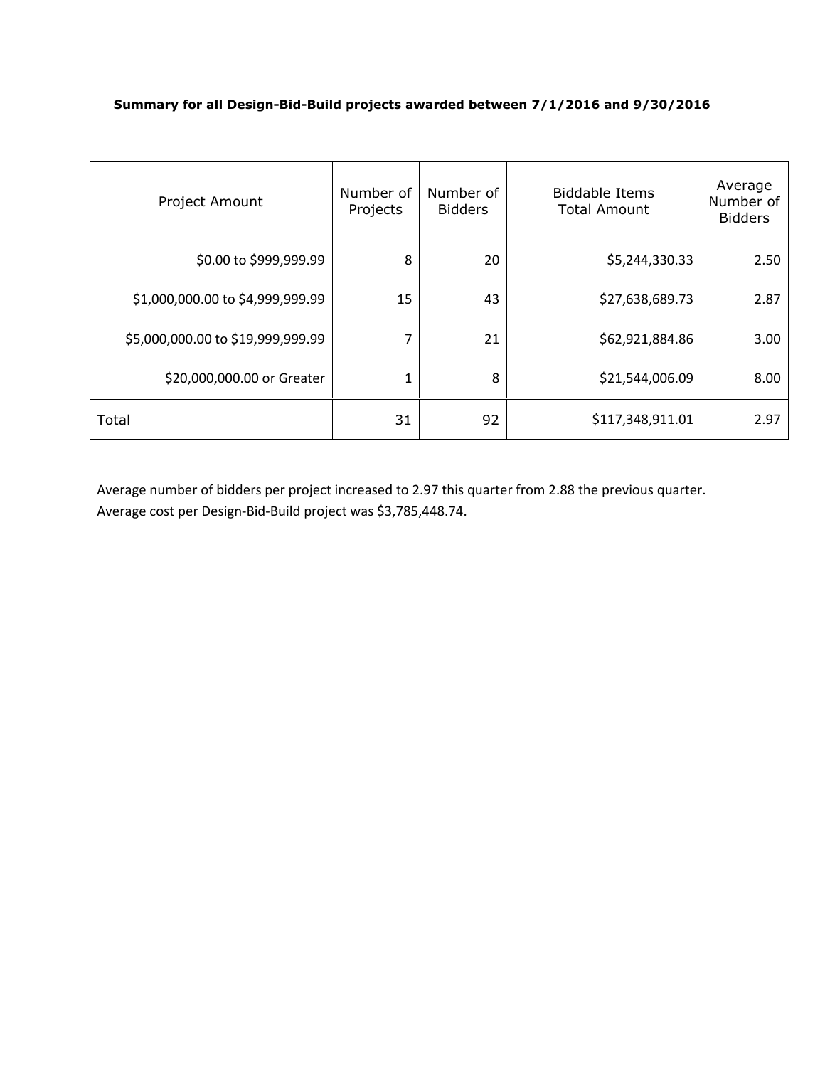**Summary for all Design-Bid-Build projects awarded between 7/1/2016 and 9/30/2016**

| Project Amount | Number of Projects | Number of Bidders | Biddable Items Total Amount | Average Number of Bidders |
|---|---|---|---|---|
| $0.00 to $999,999.99 | 8 | 20 | $5,244,330.33 | 2.50 |
| $1,000,000.00 to $4,999,999.99 | 15 | 43 | $27,638,689.73 | 2.87 |
| $5,000,000.00 to $19,999,999.99 | 7 | 21 | $62,921,884.86 | 3.00 |
| $20,000,000.00 or Greater | 1 | 8 | $21,544,006.09 | 8.00 |
| Total | 31 | 92 | $117,348,911.01 | 2.97 |

Average number of bidders per project increased to 2.97 this quarter from 2.88 the previous quarter.
Average cost per Design-Bid-Build project was $3,785,448.74.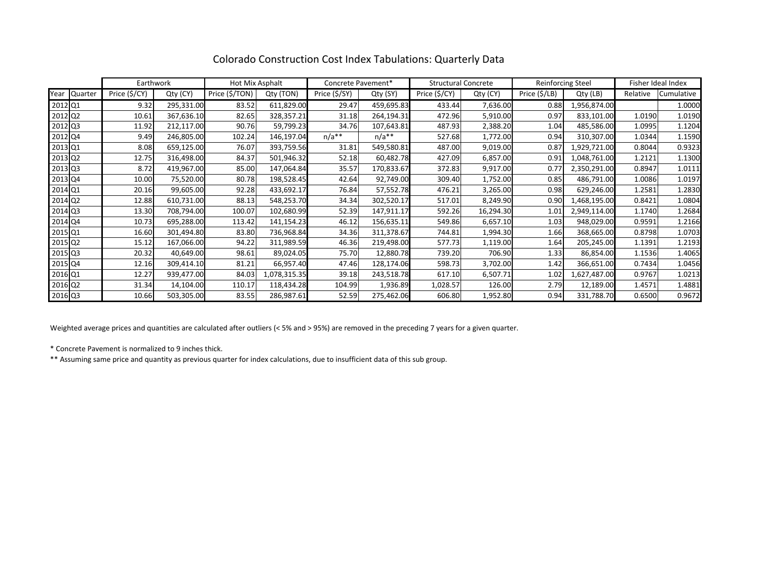# Colorado Construction Cost Index Tabulations: Quarterly Data

| | | Earthwork | | Hot Mix Asphalt | | Concrete Pavement* | | Structural Concrete | | Reinforcing Steel | | Fisher Ideal Index | |
|---|---|---|---|---|---|---|---|---|---|---|---|---|---|
| Year | Quarter | Price ($/CY) | Qty (CY) | Price ($/TON) | Qty (TON) | Price ($/SY) | Qty (SY) | Price ($/CY) | Qty (CY) | Price ($/LB) | Qty (LB) | Relative | Cumulative |
| 2012 | Q1 | 9.32 | 295,331.00 | 83.52 | 611,829.00 | 29.47 | 459,695.83 | 433.44 | 7,636.00 | 0.88 | 1,956,874.00 | | 1.0000 |
| 2012 | Q2 | 10.61 | 367,636.10 | 82.65 | 328,357.21 | 31.18 | 264,194.31 | 472.96 | 5,910.00 | 0.97 | 833,101.00 | 1.0190 | 1.0190 |
| 2012 | Q3 | 11.92 | 212,117.00 | 90.76 | 59,799.23 | 34.76 | 107,643.81 | 487.93 | 2,388.20 | 1.04 | 485,586.00 | 1.0995 | 1.1204 |
| 2012 | Q4 | 9.49 | 246,805.00 | 102.24 | 146,197.04 | n/a** | n/a** | 527.68 | 1,772.00 | 0.94 | 310,307.00 | 1.0344 | 1.1590 |
| 2013 | Q1 | 8.08 | 659,125.00 | 76.07 | 393,759.56 | 31.81 | 549,580.81 | 487.00 | 9,019.00 | 0.87 | 1,929,721.00 | 0.8044 | 0.9323 |
| 2013 | Q2 | 12.75 | 316,498.00 | 84.37 | 501,946.32 | 52.18 | 60,482.78 | 427.09 | 6,857.00 | 0.91 | 1,048,761.00 | 1.2121 | 1.1300 |
| 2013 | Q3 | 8.72 | 419,967.00 | 85.00 | 147,064.84 | 35.57 | 170,833.67 | 372.83 | 9,917.00 | 0.77 | 2,350,291.00 | 0.8947 | 1.0111 |
| 2013 | Q4 | 10.00 | 75,520.00 | 80.78 | 198,528.45 | 42.64 | 92,749.00 | 309.40 | 1,752.00 | 0.85 | 486,791.00 | 1.0086 | 1.0197 |
| 2014 | Q1 | 20.16 | 99,605.00 | 92.28 | 433,692.17 | 76.84 | 57,552.78 | 476.21 | 3,265.00 | 0.98 | 629,246.00 | 1.2581 | 1.2830 |
| 2014 | Q2 | 12.88 | 610,731.00 | 88.13 | 548,253.70 | 34.34 | 302,520.17 | 517.01 | 8,249.90 | 0.90 | 1,468,195.00 | 0.8421 | 1.0804 |
| 2014 | Q3 | 13.30 | 708,794.00 | 100.07 | 102,680.99 | 52.39 | 147,911.17 | 592.26 | 16,294.30 | 1.01 | 2,949,114.00 | 1.1740 | 1.2684 |
| 2014 | Q4 | 10.73 | 695,288.00 | 113.42 | 141,154.23 | 46.12 | 156,635.11 | 549.86 | 6,657.10 | 1.03 | 948,029.00 | 0.9591 | 1.2166 |
| 2015 | Q1 | 16.60 | 301,494.80 | 83.80 | 736,968.84 | 34.36 | 311,378.67 | 744.81 | 1,994.30 | 1.66 | 368,665.00 | 0.8798 | 1.0703 |
| 2015 | Q2 | 15.12 | 167,066.00 | 94.22 | 311,989.59 | 46.36 | 219,498.00 | 577.73 | 1,119.00 | 1.64 | 205,245.00 | 1.1391 | 1.2193 |
| 2015 | Q3 | 20.32 | 40,649.00 | 98.61 | 89,024.05 | 75.70 | 12,880.78 | 739.20 | 706.90 | 1.33 | 86,854.00 | 1.1536 | 1.4065 |
| 2015 | Q4 | 12.16 | 309,414.10 | 81.21 | 66,957.40 | 47.46 | 128,174.06 | 598.73 | 3,702.00 | 1.42 | 366,651.00 | 0.7434 | 1.0456 |
| 2016 | Q1 | 12.27 | 939,477.00 | 84.03 | 1,078,315.35 | 39.18 | 243,518.78 | 617.10 | 6,507.71 | 1.02 | 1,627,487.00 | 0.9767 | 1.0213 |
| 2016 | Q2 | 31.34 | 14,104.00 | 110.17 | 118,434.28 | 104.99 | 1,936.89 | 1,028.57 | 126.00 | 2.79 | 12,189.00 | 1.4571 | 1.4881 |
| 2016 | Q3 | 10.66 | 503,305.00 | 83.55 | 286,987.61 | 52.59 | 275,462.06 | 606.80 | 1,952.80 | 0.94 | 331,788.70 | 0.6500 | 0.9672 |

Weighted average prices and quantities are calculated after outliers (< 5% and > 95%) are removed in the preceding 7 years for a given quarter.

* Concrete Pavement is normalized to 9 inches thick.

** Assuming same price and quantity as previous quarter for index calculations, due to insufficient data of this sub group.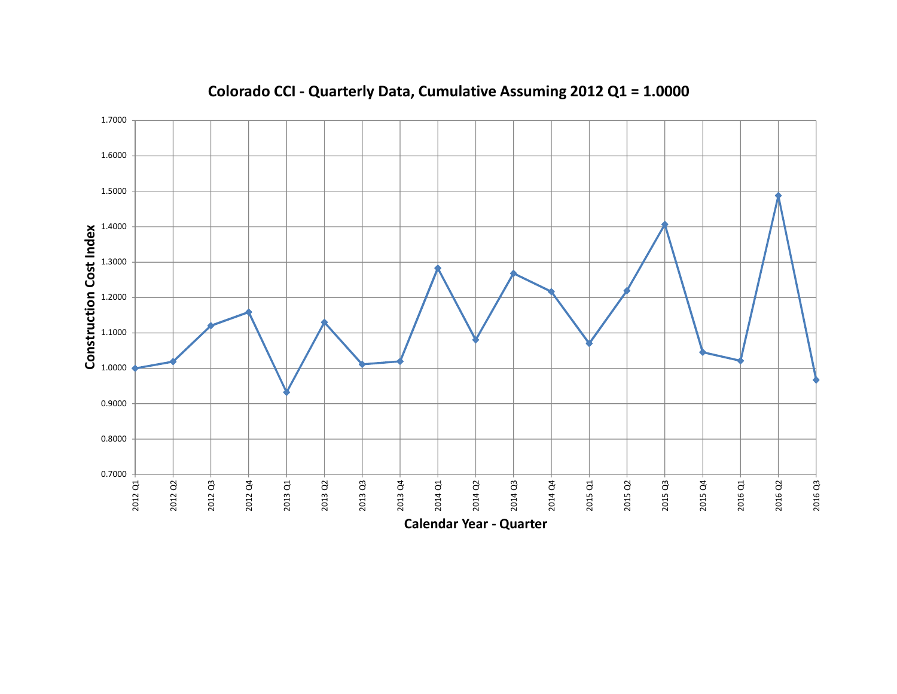**Colorado CCI - Quarterly Data, Cumulative Assuming 2012 Q1 = 1.0000**

Construction Cost Index

1.7000
1.6000
1.5000
1.4000
1.3000
1.2000
1.1000
1.0000
0.9000
0.8000
0.7000

2012 Q1, 2012 Q2, 2012 Q3, 2012 Q4, 2013 Q1, 2013 Q2, 2013 Q3, 2013 Q4, 2014 Q1, 2014 Q2, 2014 Q3, 2014 Q4, 2015 Q1, 2015 Q2, 2015 Q3, 2015 Q4, 2016 Q1, 2016 Q2, 2016 Q3

Calendar Year - Quarter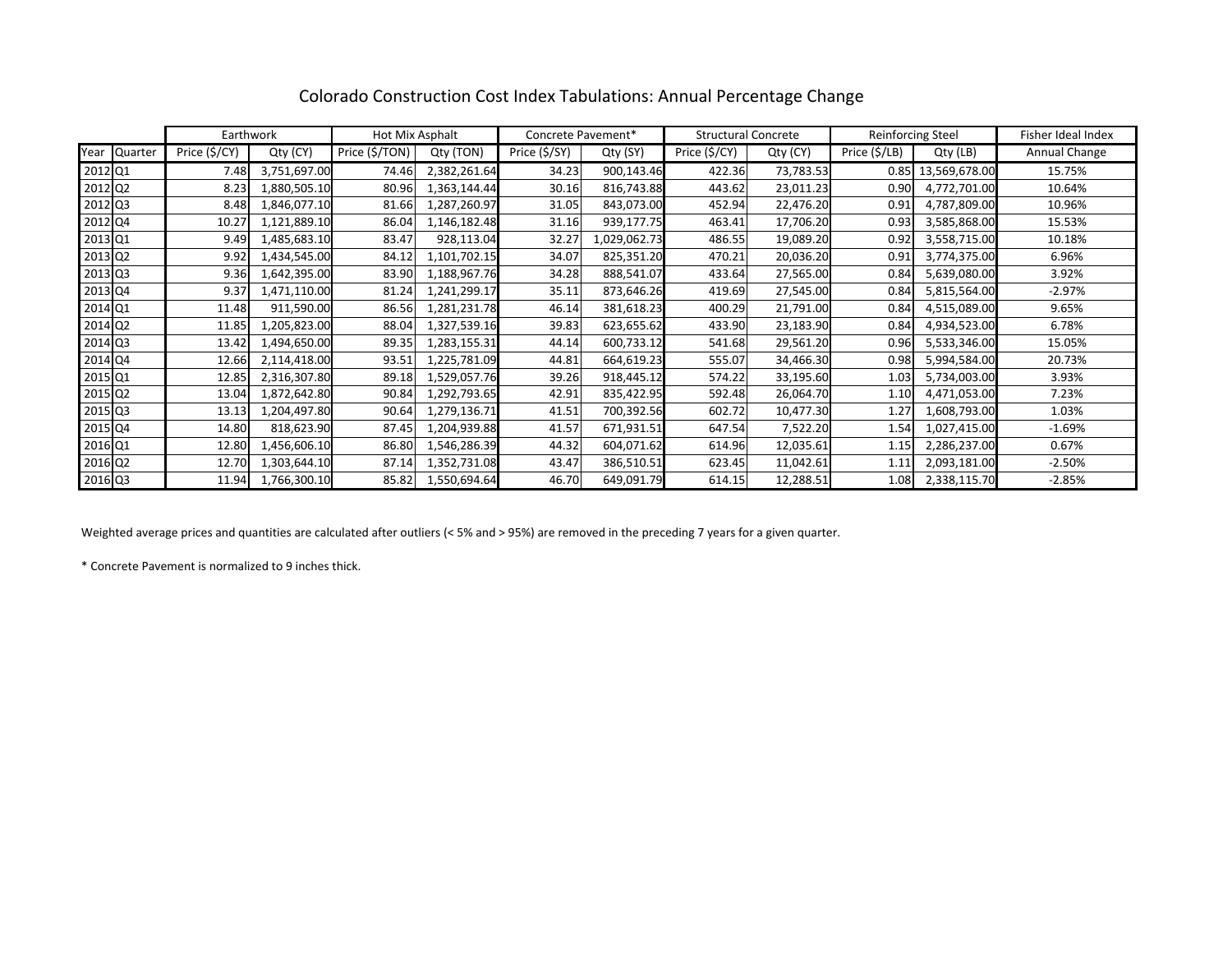# Colorado Construction Cost Index Tabulations: Annual Percentage Change

| | | Earthwork | | Hot Mix Asphalt | | Concrete Pavement* | | Structural Concrete | | Reinforcing Steel | | Fisher Ideal Index |
|---|---|---|---|---|---|---|---|---|---|---|---|---|
| Year | Quarter | Price ($/CY) | Qty (CY) | Price ($/TON) | Qty (TON) | Price ($/SY) | Qty (SY) | Price ($/CY) | Qty (CY) | Price ($/LB) | Qty (LB) | Annual Change |
| 2012 | Q1 | 7.48 | 3,751,697.00 | 74.46 | 2,382,261.64 | 34.23 | 900,143.46 | 422.36 | 73,783.53 | 0.85 | 13,569,678.00 | 15.75% |
| 2012 | Q2 | 8.23 | 1,880,505.10 | 80.96 | 1,363,144.44 | 30.16 | 816,743.88 | 443.62 | 23,011.23 | 0.90 | 4,772,701.00 | 10.64% |
| 2012 | Q3 | 8.48 | 1,846,077.10 | 81.66 | 1,287,260.97 | 31.05 | 843,073.00 | 452.94 | 22,476.20 | 0.91 | 4,787,809.00 | 10.96% |
| 2012 | Q4 | 10.27 | 1,121,889.10 | 86.04 | 1,146,182.48 | 31.16 | 939,177.75 | 463.41 | 17,706.20 | 0.93 | 3,585,868.00 | 15.53% |
| 2013 | Q1 | 9.49 | 1,485,683.10 | 83.47 | 928,113.04 | 32.27 | 1,029,062.73 | 486.55 | 19,089.20 | 0.92 | 3,558,715.00 | 10.18% |
| 2013 | Q2 | 9.92 | 1,434,545.00 | 84.12 | 1,101,702.15 | 34.07 | 825,351.20 | 470.21 | 20,036.20 | 0.91 | 3,774,375.00 | 6.96% |
| 2013 | Q3 | 9.36 | 1,642,395.00 | 83.90 | 1,188,967.76 | 34.28 | 888,541.07 | 433.64 | 27,565.00 | 0.84 | 5,639,080.00 | 3.92% |
| 2013 | Q4 | 9.37 | 1,471,110.00 | 81.24 | 1,241,299.17 | 35.11 | 873,646.26 | 419.69 | 27,545.00 | 0.84 | 5,815,564.00 | -2.97% |
| 2014 | Q1 | 11.48 | 911,590.00 | 86.56 | 1,281,231.78 | 46.14 | 381,618.23 | 400.29 | 21,791.00 | 0.84 | 4,515,089.00 | 9.65% |
| 2014 | Q2 | 11.85 | 1,205,823.00 | 88.04 | 1,327,539.16 | 39.83 | 623,655.62 | 433.90 | 23,183.90 | 0.84 | 4,934,523.00 | 6.78% |
| 2014 | Q3 | 13.42 | 1,494,650.00 | 89.35 | 1,283,155.31 | 44.14 | 600,733.12 | 541.68 | 29,561.20 | 0.96 | 5,533,346.00 | 15.05% |
| 2014 | Q4 | 12.66 | 2,114,418.00 | 93.51 | 1,225,781.09 | 44.81 | 664,619.23 | 555.07 | 34,466.30 | 0.98 | 5,994,584.00 | 20.73% |
| 2015 | Q1 | 12.85 | 2,316,307.80 | 89.18 | 1,529,057.76 | 39.26 | 918,445.12 | 574.22 | 33,195.60 | 1.03 | 5,734,003.00 | 3.93% |
| 2015 | Q2 | 13.04 | 1,872,642.80 | 90.84 | 1,292,793.65 | 42.91 | 835,422.95 | 592.48 | 26,064.70 | 1.10 | 4,471,053.00 | 7.23% |
| 2015 | Q3 | 13.13 | 1,204,497.80 | 90.64 | 1,279,136.71 | 41.51 | 700,392.56 | 602.72 | 10,477.30 | 1.27 | 1,608,793.00 | 1.03% |
| 2015 | Q4 | 14.80 | 818,623.90 | 87.45 | 1,204,939.88 | 41.57 | 671,931.51 | 647.54 | 7,522.20 | 1.54 | 1,027,415.00 | -1.69% |
| 2016 | Q1 | 12.80 | 1,456,606.10 | 86.80 | 1,546,286.39 | 44.32 | 604,071.62 | 614.96 | 12,035.61 | 1.15 | 2,286,237.00 | 0.67% |
| 2016 | Q2 | 12.70 | 1,303,644.10 | 87.14 | 1,352,731.08 | 43.47 | 386,510.51 | 623.45 | 11,042.61 | 1.11 | 2,093,181.00 | -2.50% |
| 2016 | Q3 | 11.94 | 1,766,300.10 | 85.82 | 1,550,694.64 | 46.70 | 649,091.79 | 614.15 | 12,288.51 | 1.08 | 2,338,115.70 | -2.85% |

Weighted average prices and quantities are calculated after outliers (< 5% and > 95%) are removed in the preceding 7 years for a given quarter.

* Concrete Pavement is normalized to 9 inches thick.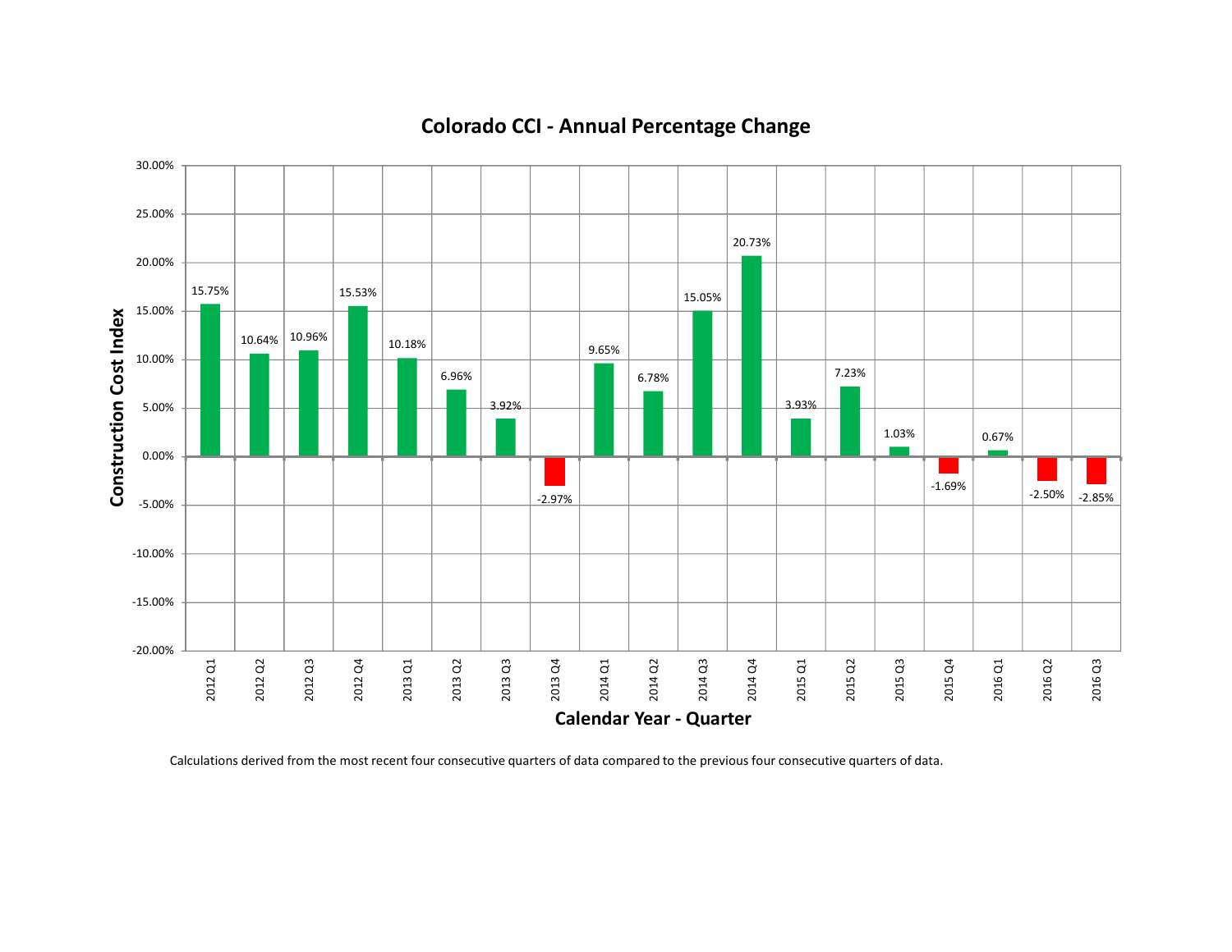## Colorado CCI - Annual Percentage Change

| Calendar Year - Quarter | Construction Cost Index |
|---|---|
| 2012 Q1 | 15.75% |
| 2012 Q2 | 10.64% |
| 2012 Q3 | 10.96% |
| 2012 Q4 | 15.53% |
| 2013 Q1 | 10.18% |
| 2013 Q2 | 6.96% |
| 2013 Q3 | 3.92% |
| 2013 Q4 | -2.97% |
| 2014 Q1 | 9.65% |
| 2014 Q2 | 6.78% |
| 2014 Q3 | 15.05% |
| 2014 Q4 | 20.73% |
| 2015 Q1 | 3.93% |
| 2015 Q2 | 7.23% |
| 2015 Q3 | 1.03% |
| 2015 Q4 | -1.69% |
| 2016 Q1 | 0.67% |
| 2016 Q2 | -2.50% |
| 2016 Q3 | -2.85% |

Calculations derived from the most recent four consecutive quarters of data compared to the previous four consecutive quarters of data.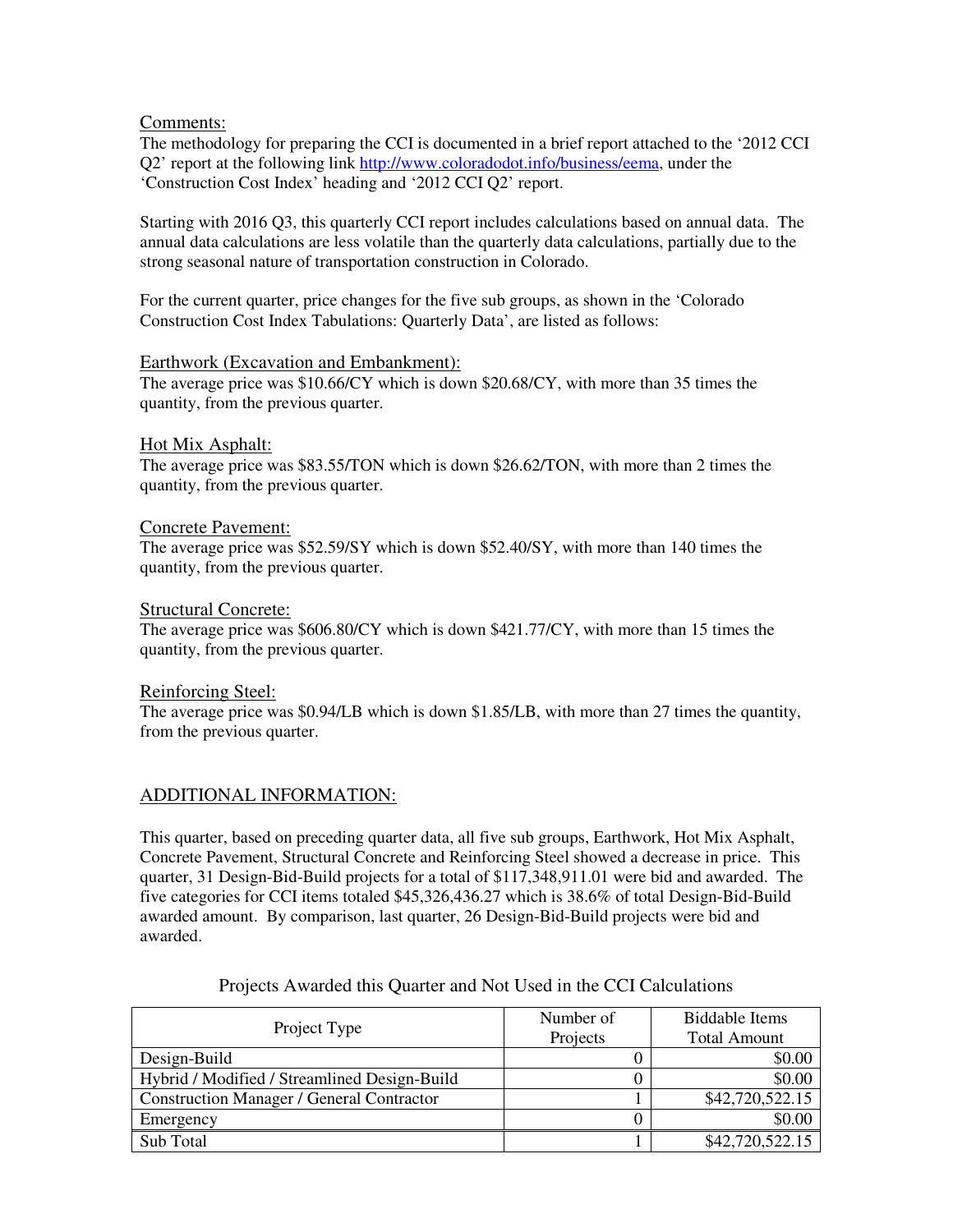Comments:

The methodology for preparing the CCI is documented in a brief report attached to the '2012 CCI Q2' report at the following link [http://www.coloradodot.info/business/eema](http://www.coloradodot.info/business/eema), under the 'Construction Cost Index' heading and '2012 CCI Q2' report.

Starting with 2016 Q3, this quarterly CCI report includes calculations based on annual data. The annual data calculations are less volatile than the quarterly data calculations, partially due to the strong seasonal nature of transportation construction in Colorado.

For the current quarter, price changes for the five sub groups, as shown in the 'Colorado Construction Cost Index Tabulations: Quarterly Data', are listed as follows:

Earthwork (Excavation and Embankment):

The average price was $10.66/CY which is down $20.68/CY, with more than 35 times the quantity, from the previous quarter.

Hot Mix Asphalt:

The average price was $83.55/TON which is down $26.62/TON, with more than 2 times the quantity, from the previous quarter.

Concrete Pavement:

The average price was $52.59/SY which is down $52.40/SY, with more than 140 times the quantity, from the previous quarter.

Structural Concrete:

The average price was $606.80/CY which is down $421.77/CY, with more than 15 times the quantity, from the previous quarter.

Reinforcing Steel:

The average price was $0.94/LB which is down $1.85/LB, with more than 27 times the quantity, from the previous quarter.

ADDITIONAL INFORMATION:

This quarter, based on preceding quarter data, all five sub groups, Earthwork, Hot Mix Asphalt, Concrete Pavement, Structural Concrete and Reinforcing Steel showed a decrease in price. This quarter, 31 Design-Bid-Build projects for a total of $117,348,911.01 were bid and awarded. The five categories for CCI items totaled $45,326,436.27 which is 38.6% of total Design-Bid-Build awarded amount. By comparison, last quarter, 26 Design-Bid-Build projects were bid and awarded.

Projects Awarded this Quarter and Not Used in the CCI Calculations

| Project Type | Number of Projects | Biddable Items Total Amount |
|---|---|---|
| Design-Build | 0 | $0.00 |
| Hybrid / Modified / Streamlined Design-Build | 0 | $0.00 |
| Construction Manager / General Contractor | 1 | $42,720,522.15 |
| Emergency | 0 | $0.00 |
| Sub Total | 1 | $42,720,522.15 |